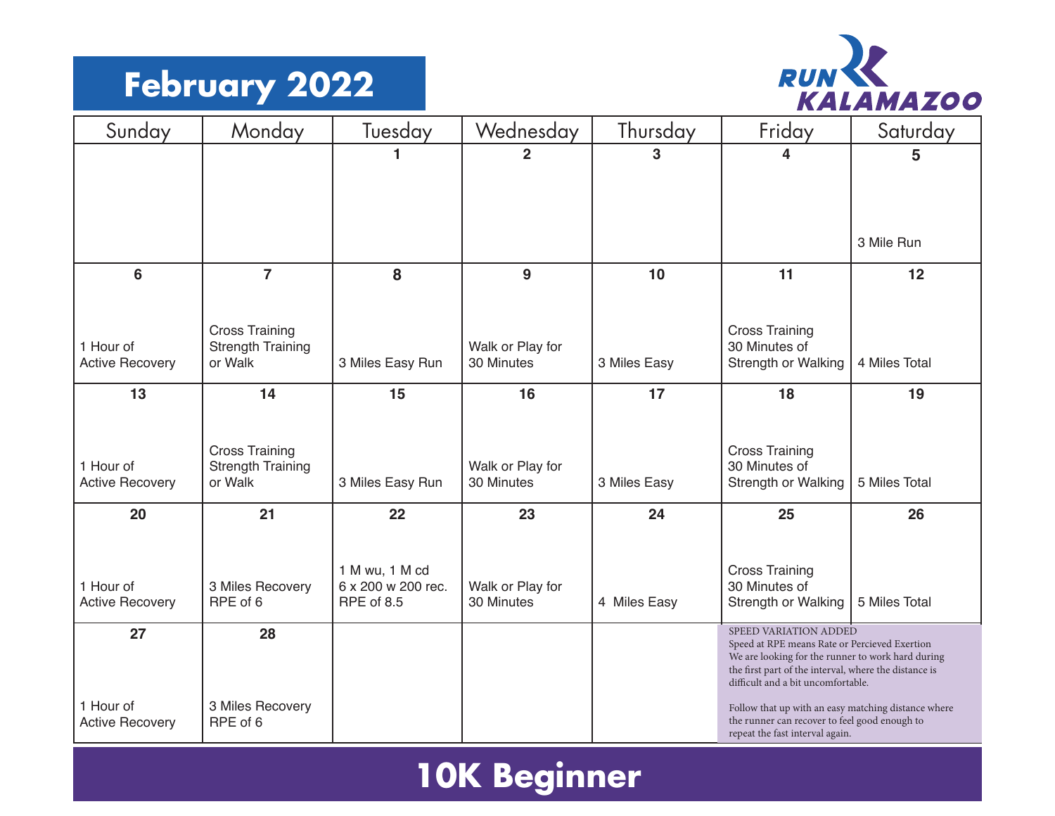# February 2022

RUN KALAMAZOO

| Sunday | Monday | Tuesday | Wednesday | Thursday | Friday | Saturday |
|---|---|---|---|---|---|---|
| | | 1 | 2 | 3 | 4 | 5<br>3 Mile Run |
| 6<br>1 Hour of Active Recovery | 7<br>Cross Training Strength Training or Walk | 8<br>3 Miles Easy Run | 9<br>Walk or Play for 30 Minutes | 10<br>3 Miles Easy | 11<br>Cross Training 30 Minutes of Strength or Walking | 12<br>4 Miles Total |
| 13<br>1 Hour of Active Recovery | 14<br>Cross Training Strength Training or Walk | 15<br>3 Miles Easy Run | 16<br>Walk or Play for 30 Minutes | 17<br>3 Miles Easy | 18<br>Cross Training 30 Minutes of Strength or Walking | 19<br>5 Miles Total |
| 20<br>1 Hour of Active Recovery | 21<br>3 Miles Recovery RPE of 6 | 22<br>1 M wu, 1 M cd 6 x 200 w 200 rec. RPE of 8.5 | 23<br>Walk or Play for 30 Minutes | 24<br>4 Miles Easy | 25<br>Cross Training 30 Minutes of Strength or Walking | 26<br>5 Miles Total |
| 27<br>1 Hour of Active Recovery | 28<br>3 Miles Recovery RPE of 6 | | | | | |

SPEED VARIATION ADDED
Speed at RPE means Rate or Percieved Exertion
We are looking for the runner to work hard during the first part of the interval, where the distance is difficult and a bit uncomfortable.

Follow that up with an easy matching distance where the runner can recover to feel good enough to repeat the fast interval again.

## 10K Beginner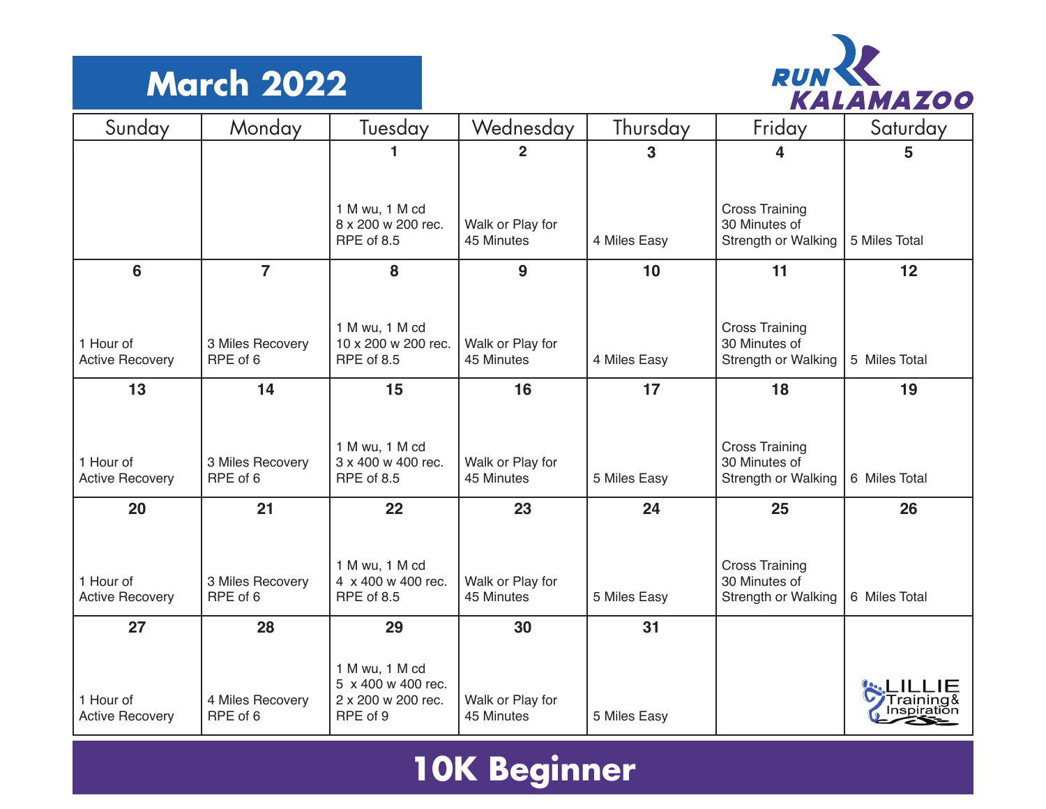# March 2022

RUN KALAMAZOO

| Sunday | Monday | Tuesday | Wednesday | Thursday | Friday | Saturday |
|---|---|---|---|---|---|---|
| | | **1**<br>1 M wu, 1 M cd<br>8 x 200 w 200 rec.<br>RPE of 8.5 | **2**<br>Walk or Play for 45 Minutes | **3**<br>4 Miles Easy | **4**<br>Cross Training<br>30 Minutes of Strength or Walking | **5**<br>5 Miles Total |
| **6**<br>1 Hour of Active Recovery | **7**<br>3 Miles Recovery<br>RPE of 6 | **8**<br>1 M wu, 1 M cd<br>10 x 200 w 200 rec.<br>RPE of 8.5 | **9**<br>Walk or Play for 45 Minutes | **10**<br>4 Miles Easy | **11**<br>Cross Training<br>30 Minutes of Strength or Walking | **12**<br>5 Miles Total |
| **13**<br>1 Hour of Active Recovery | **14**<br>3 Miles Recovery<br>RPE of 6 | **15**<br>1 M wu, 1 M cd<br>3 x 400 w 400 rec.<br>RPE of 8.5 | **16**<br>Walk or Play for 45 Minutes | **17**<br>5 Miles Easy | **18**<br>Cross Training<br>30 Minutes of Strength or Walking | **19**<br>6 Miles Total |
| **20**<br>1 Hour of Active Recovery | **21**<br>3 Miles Recovery<br>RPE of 6 | **22**<br>1 M wu, 1 M cd<br>4 x 400 w 400 rec.<br>RPE of 8.5 | **23**<br>Walk or Play for 45 Minutes | **24**<br>5 Miles Easy | **25**<br>Cross Training<br>30 Minutes of Strength or Walking | **26**<br>6 Miles Total |
| **27**<br>1 Hour of Active Recovery | **28**<br>4 Miles Recovery<br>RPE of 6 | **29**<br>1 M wu, 1 M cd<br>5 x 400 w 400 rec.<br>2 x 200 w 200 rec.<br>RPE of 9 | **30**<br>Walk or Play for 45 Minutes | **31**<br>5 Miles Easy | | LILLIE Training & Inspiration |

## 10K Beginner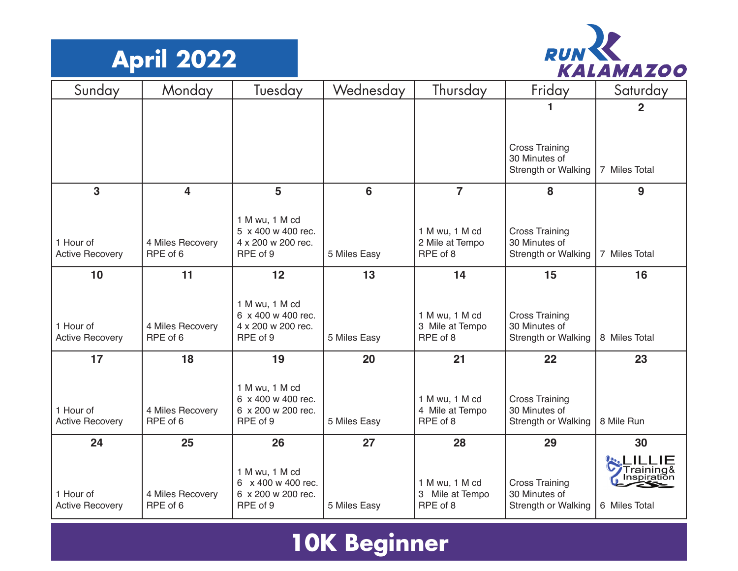# April 2022

RUN KALAMAZOO

| Sunday | Monday | Tuesday | Wednesday | Thursday | Friday | Saturday |
|---|---|---|---|---|---|---|
| | | | | | **1**<br>Cross Training<br>30 Minutes of<br>Strength or Walking | **2**<br>7 Miles Total |
| **3**<br>1 Hour of<br>Active Recovery | **4**<br>4 Miles Recovery<br>RPE of 6 | **5**<br>1 M wu, 1 M cd<br>5 x 400 w 400 rec.<br>4 x 200 w 200 rec.<br>RPE of 9 | **6**<br>5 Miles Easy | **7**<br>1 M wu, 1 M cd<br>2 Mile at Tempo<br>RPE of 8 | **8**<br>Cross Training<br>30 Minutes of<br>Strength or Walking | **9**<br>7 Miles Total |
| **10**<br>1 Hour of<br>Active Recovery | **11**<br>4 Miles Recovery<br>RPE of 6 | **12**<br>1 M wu, 1 M cd<br>6 x 400 w 400 rec.<br>4 x 200 w 200 rec.<br>RPE of 9 | **13**<br>5 Miles Easy | **14**<br>1 M wu, 1 M cd<br>3 Mile at Tempo<br>RPE of 8 | **15**<br>Cross Training<br>30 Minutes of<br>Strength or Walking | **16**<br>8 Miles Total |
| **17**<br>1 Hour of<br>Active Recovery | **18**<br>4 Miles Recovery<br>RPE of 6 | **19**<br>1 M wu, 1 M cd<br>6 x 400 w 400 rec.<br>6 x 200 w 200 rec.<br>RPE of 9 | **20**<br>5 Miles Easy | **21**<br>1 M wu, 1 M cd<br>4 Mile at Tempo<br>RPE of 8 | **22**<br>Cross Training<br>30 Minutes of<br>Strength or Walking | **23**<br>8 Mile Run |
| **24**<br>1 Hour of<br>Active Recovery | **25**<br>4 Miles Recovery<br>RPE of 6 | **26**<br>1 M wu, 1 M cd<br>6 x 400 w 400 rec.<br>6 x 200 w 200 rec.<br>RPE of 9 | **27**<br>5 Miles Easy | **28**<br>1 M wu, 1 M cd<br>3 Mile at Tempo<br>RPE of 8 | **29**<br>Cross Training<br>30 Minutes of<br>Strength or Walking | **30**<br>LILLIE Training & Inspiration<br>6 Miles Total |

## 10K Beginner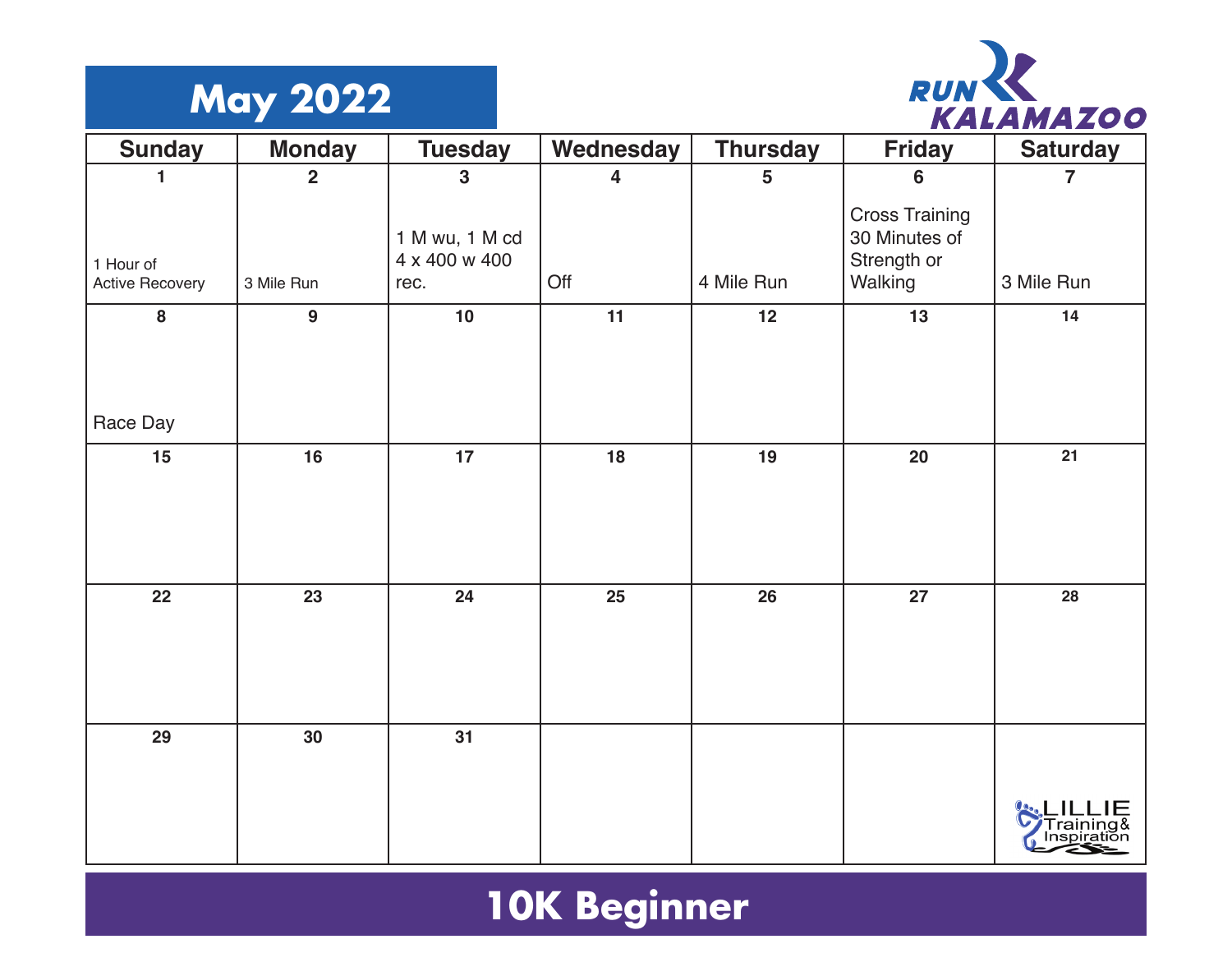# May 2022

RUN KALAMAZOO

| Sunday | Monday | Tuesday | Wednesday | Thursday | Friday | Saturday |
|---|---|---|---|---|---|---|
| 1<br>1 Hour of Active Recovery | 2<br>3 Mile Run | 3<br>1 M wu, 1 M cd 4 x 400 w 400 rec. | 4<br>Off | 5<br>4 Mile Run | 6<br>Cross Training 30 Minutes of Strength or Walking | 7<br>3 Mile Run |
| 8<br>Race Day | 9 | 10 | 11 | 12 | 13 | 14 |
| 15 | 16 | 17 | 18 | 19 | 20 | 21 |
| 22 | 23 | 24 | 25 | 26 | 27 | 28 |
| 29 | 30 | 31 | | | | LILLIE Training & Inspiration |

## 10K Beginner